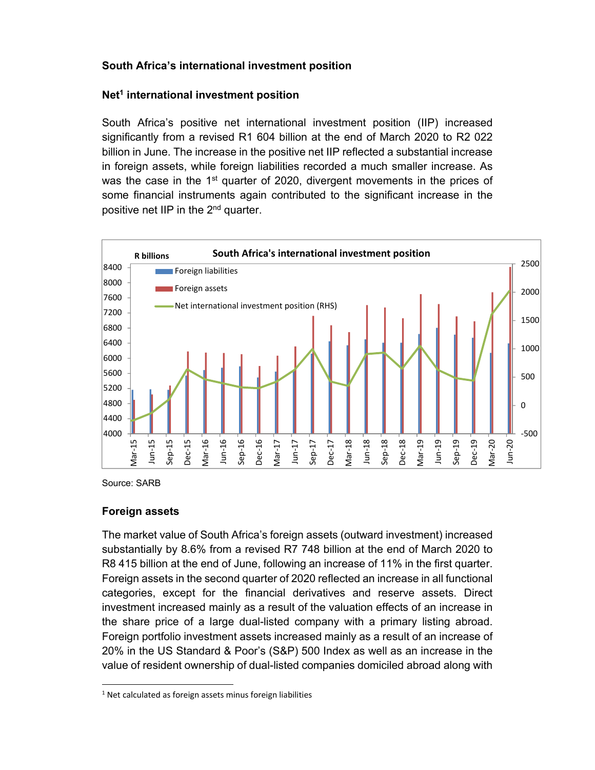### South Africa's international investment position

### Net[1] international investment position

South Africa's positive net international investment position (IIP) increased significantly from a revised R1 604 billion at the end of March 2020 to R2 022 billion in June. The increase in the positive net IIP reflected a substantial increase in foreign assets, while foreign liabilities recorded a much smaller increase. As was the case in the 1st quarter of 2020, divergent movements in the prices of some financial instruments again contributed to the significant increase in the positive net IIP in the 2nd quarter.

Source: SARB

### Foreign assets

The market value of South Africa's foreign assets (outward investment) increased substantially by 8.6% from a revised R7 748 billion at the end of March 2020 to R8 415 billion at the end of June, following an increase of 11% in the first quarter. Foreign assets in the second quarter of 2020 reflected an increase in all functional categories, except for the financial derivatives and reserve assets. Direct investment increased mainly as a result of the valuation effects of an increase in the share price of a large dual-listed company with a primary listing abroad. Foreign portfolio investment assets increased mainly as a result of an increase of 20% in the US Standard & Poor's (S&P) 500 Index as well as an increase in the value of resident ownership of dual-listed companies domiciled abroad along with

[1] Net calculated as foreign assets minus foreign liabilities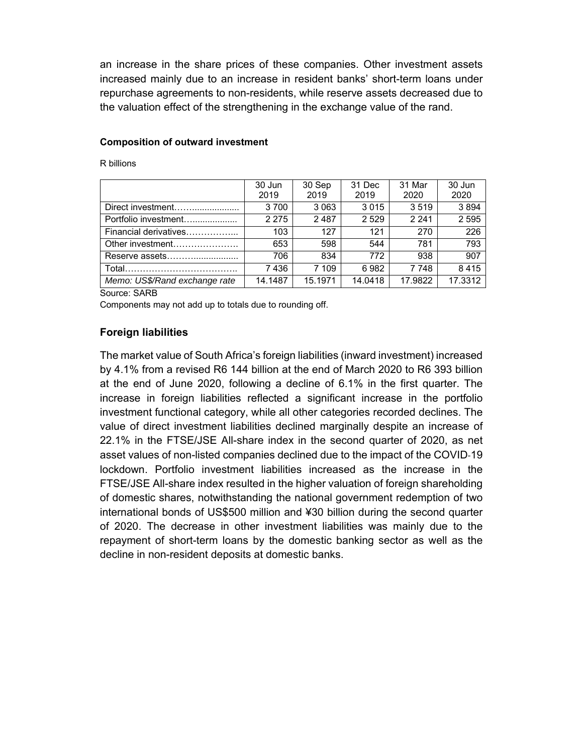an increase in the share prices of these companies. Other investment assets increased mainly due to an increase in resident banks' short-term loans under repurchase agreements to non-residents, while reserve assets decreased due to the valuation effect of the strengthening in the exchange value of the rand.

**Composition of outward investment**

R billions

| | 30 Jun 2019 | 30 Sep 2019 | 31 Dec 2019 | 31 Mar 2020 | 30 Jun 2020 |
|---|---|---|---|---|---|
| Direct investment…….................. | 3 700 | 3 063 | 3 015 | 3 519 | 3 894 |
| Portfolio investment…................. | 2 275 | 2 487 | 2 529 | 2 241 | 2 595 |
| Financial derivatives…………….... | 103 | 127 | 121 | 270 | 226 |
| Other investment…………………. | 653 | 598 | 544 | 781 | 793 |
| Reserve assets……….................. | 706 | 834 | 772 | 938 | 907 |
| Total……………………………….. | 7 436 | 7 109 | 6 982 | 7 748 | 8 415 |
| *Memo: US$/Rand exchange rate* | 14.1487 | 15.1971 | 14.0418 | 17.9822 | 17.3312 |

Source: SARB

Components may not add up to totals due to rounding off.

## Foreign liabilities

The market value of South Africa's foreign liabilities (inward investment) increased by 4.1% from a revised R6 144 billion at the end of March 2020 to R6 393 billion at the end of June 2020, following a decline of 6.1% in the first quarter. The increase in foreign liabilities reflected a significant increase in the portfolio investment functional category, while all other categories recorded declines. The value of direct investment liabilities declined marginally despite an increase of 22.1% in the FTSE/JSE All-share index in the second quarter of 2020, as net asset values of non-listed companies declined due to the impact of the COVID-19 lockdown. Portfolio investment liabilities increased as the increase in the FTSE/JSE All-share index resulted in the higher valuation of foreign shareholding of domestic shares, notwithstanding the national government redemption of two international bonds of US$500 million and ¥30 billion during the second quarter of 2020. The decrease in other investment liabilities was mainly due to the repayment of short-term loans by the domestic banking sector as well as the decline in non-resident deposits at domestic banks.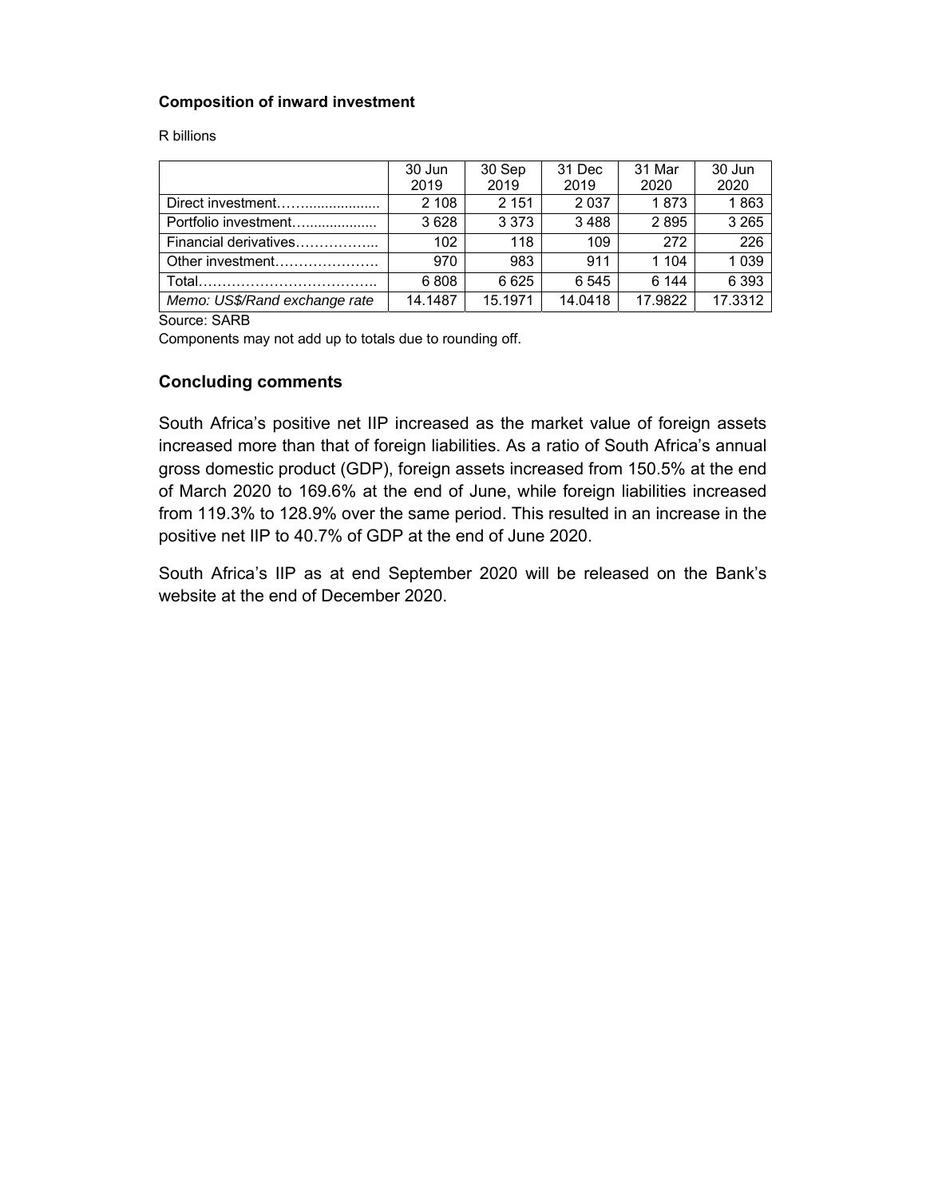**Composition of inward investment**

R billions

| | 30 Jun 2019 | 30 Sep 2019 | 31 Dec 2019 | 31 Mar 2020 | 30 Jun 2020 |
|---|---|---|---|---|---|
| Direct investment……................. | 2 108 | 2 151 | 2 037 | 1 873 | 1 863 |
| Portfolio investment…................. | 3 628 | 3 373 | 3 488 | 2 895 | 3 265 |
| Financial derivatives……………... | 102 | 118 | 109 | 272 | 226 |
| Other investment…………………. | 970 | 983 | 911 | 1 104 | 1 039 |
| Total……………………………….. | 6 808 | 6 625 | 6 545 | 6 144 | 6 393 |
| *Memo: US$/Rand exchange rate* | 14.1487 | 15.1971 | 14.0418 | 17.9822 | 17.3312 |

Source: SARB

Components may not add up to totals due to rounding off.

## Concluding comments

South Africa's positive net IIP increased as the market value of foreign assets increased more than that of foreign liabilities. As a ratio of South Africa's annual gross domestic product (GDP), foreign assets increased from 150.5% at the end of March 2020 to 169.6% at the end of June, while foreign liabilities increased from 119.3% to 128.9% over the same period. This resulted in an increase in the positive net IIP to 40.7% of GDP at the end of June 2020.

South Africa's IIP as at end September 2020 will be released on the Bank's website at the end of December 2020.